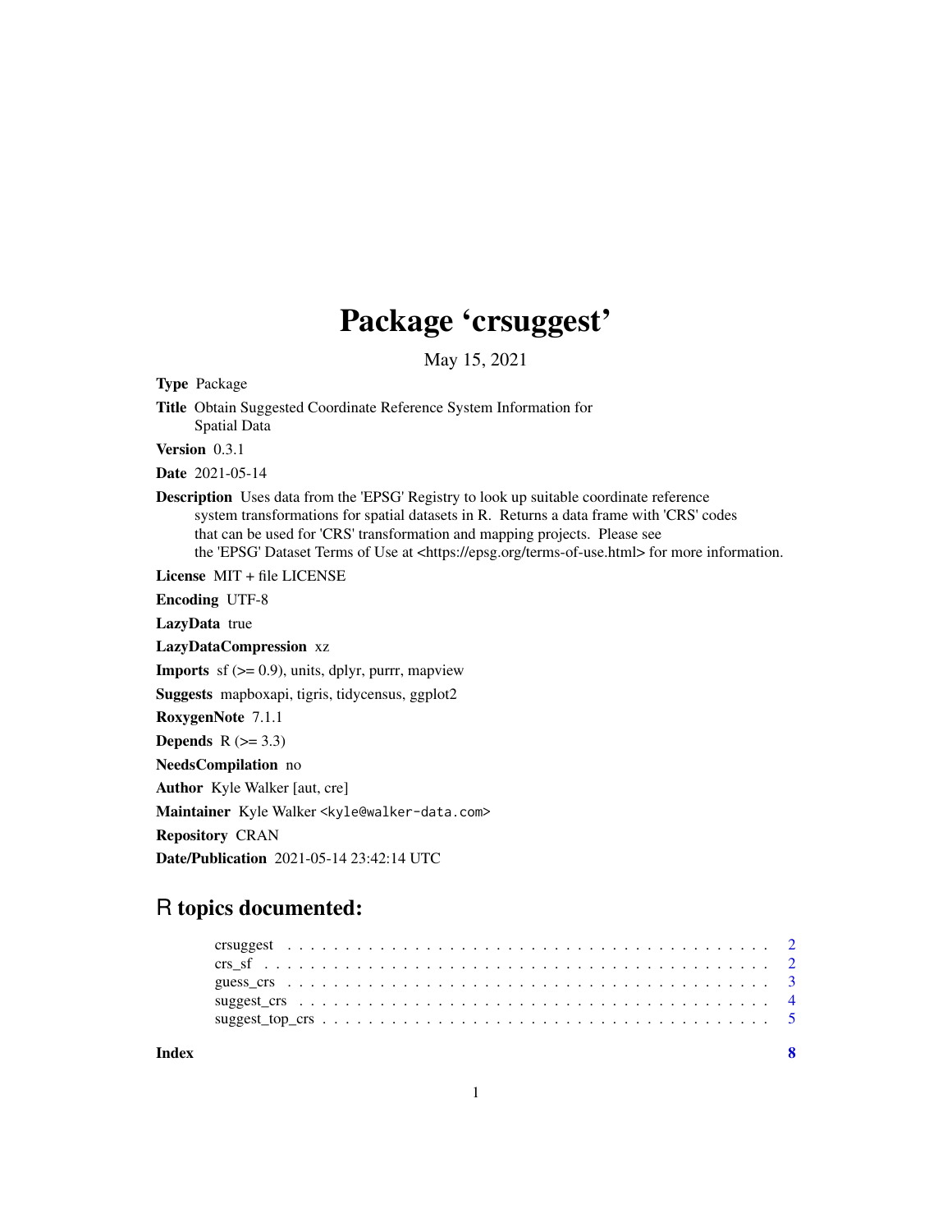# Package 'crsuggest'

May 15, 2021

**Type** Package

**Title** Obtain Suggested Coordinate Reference System Information for Spatial Data

**Version** 0.3.1

**Date** 2021-05-14

**Description** Uses data from the 'EPSG' Registry to look up suitable coordinate reference system transformations for spatial datasets in R. Returns a data frame with 'CRS' codes that can be used for 'CRS' transformation and mapping projects. Please see the 'EPSG' Dataset Terms of Use at <https://epsg.org/terms-of-use.html> for more information.

**License** MIT + file LICENSE

**Encoding** UTF-8

**LazyData** true

**LazyDataCompression** xz

**Imports** sf (>= 0.9), units, dplyr, purrr, mapview

**Suggests** mapboxapi, tigris, tidycensus, ggplot2

**RoxygenNote** 7.1.1

**Depends** R (>= 3.3)

**NeedsCompilation** no

**Author** Kyle Walker [aut, cre]

**Maintainer** Kyle Walker <kyle@walker-data.com>

**Repository** CRAN

**Date/Publication** 2021-05-14 23:42:14 UTC

## R topics documented:

- crsuggest . . . . . . . . . . . . . . . . . . . . . . . . . . . . . . . . . . . . . . . . . 2
- crs_sf . . . . . . . . . . . . . . . . . . . . . . . . . . . . . . . . . . . . . . . . . . 2
- guess_crs . . . . . . . . . . . . . . . . . . . . . . . . . . . . . . . . . . . . . . . . 3
- suggest_crs . . . . . . . . . . . . . . . . . . . . . . . . . . . . . . . . . . . . . . . 4
- suggest_top_crs . . . . . . . . . . . . . . . . . . . . . . . . . . . . . . . . . . . . 5

**Index** 8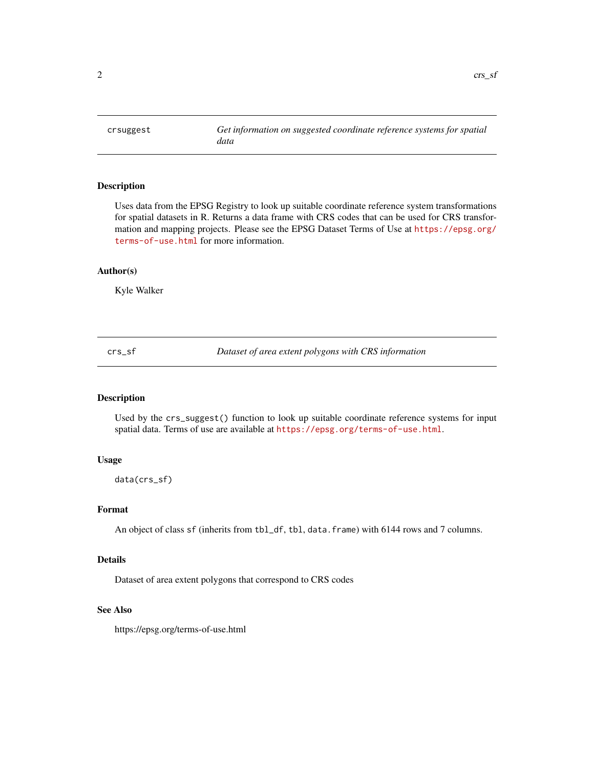## crsuggest — *Get information on suggested coordinate reference systems for spatial data*

### Description

Uses data from the EPSG Registry to look up suitable coordinate reference system transformations for spatial datasets in R. Returns a data frame with CRS codes that can be used for CRS transformation and mapping projects. Please see the EPSG Dataset Terms of Use at https://epsg.org/terms-of-use.html for more information.

### Author(s)

Kyle Walker

## crs_sf — *Dataset of area extent polygons with CRS information*

### Description

Used by the `crs_suggest()` function to look up suitable coordinate reference systems for input spatial data. Terms of use are available at https://epsg.org/terms-of-use.html.

### Usage

```
data(crs_sf)
```

### Format

An object of class `sf` (inherits from `tbl_df`, `tbl`, `data.frame`) with 6144 rows and 7 columns.

### Details

Dataset of area extent polygons that correspond to CRS codes

### See Also

https://epsg.org/terms-of-use.html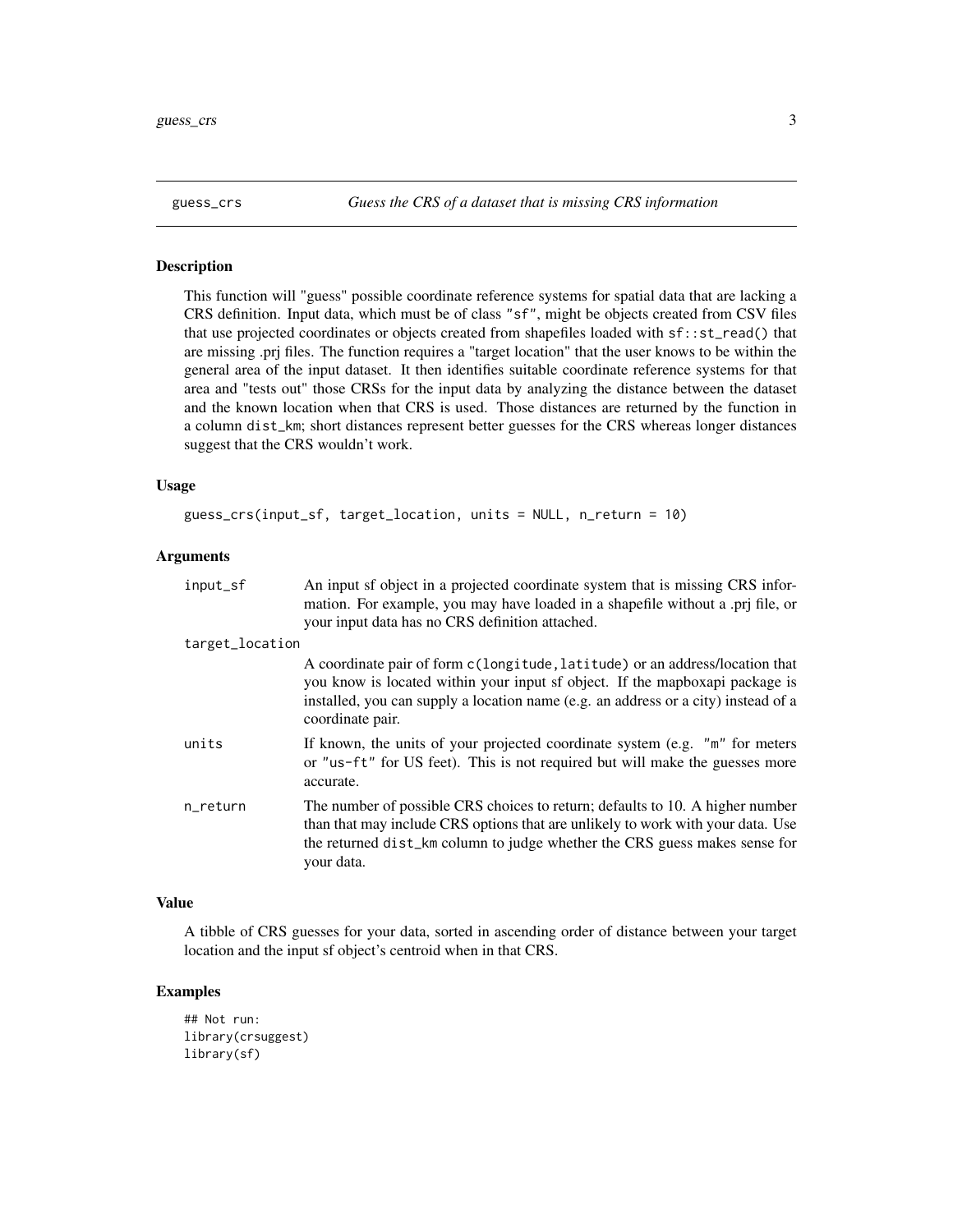## guess_crs — *Guess the CRS of a dataset that is missing CRS information*

### Description

This function will "guess" possible coordinate reference systems for spatial data that are lacking a CRS definition. Input data, which must be of class "sf", might be objects created from CSV files that use projected coordinates or objects created from shapefiles loaded with `sf::st_read()` that are missing .prj files. The function requires a "target location" that the user knows to be within the general area of the input dataset. It then identifies suitable coordinate reference systems for that area and "tests out" those CRSs for the input data by analyzing the distance between the dataset and the known location when that CRS is used. Those distances are returned by the function in a column `dist_km`; short distances represent better guesses for the CRS whereas longer distances suggest that the CRS wouldn't work.

### Usage

```
guess_crs(input_sf, target_location, units = NULL, n_return = 10)
```

### Arguments

| Argument | Description |
| --- | --- |
| `input_sf` | An input sf object in a projected coordinate system that is missing CRS information. For example, you may have loaded in a shapefile without a .prj file, or your input data has no CRS definition attached. |
| `target_location` | A coordinate pair of form `c(longitude,latitude)` or an address/location that you know is located within your input sf object. If the mapboxapi package is installed, you can supply a location name (e.g. an address or a city) instead of a coordinate pair. |
| `units` | If known, the units of your projected coordinate system (e.g. "m" for meters or "us-ft" for US feet). This is not required but will make the guesses more accurate. |
| `n_return` | The number of possible CRS choices to return; defaults to 10. A higher number than that may include CRS options that are unlikely to work with your data. Use the returned `dist_km` column to judge whether the CRS guess makes sense for your data. |

### Value

A tibble of CRS guesses for your data, sorted in ascending order of distance between your target location and the input sf object's centroid when in that CRS.

### Examples

```
## Not run:
library(crsuggest)
library(sf)
```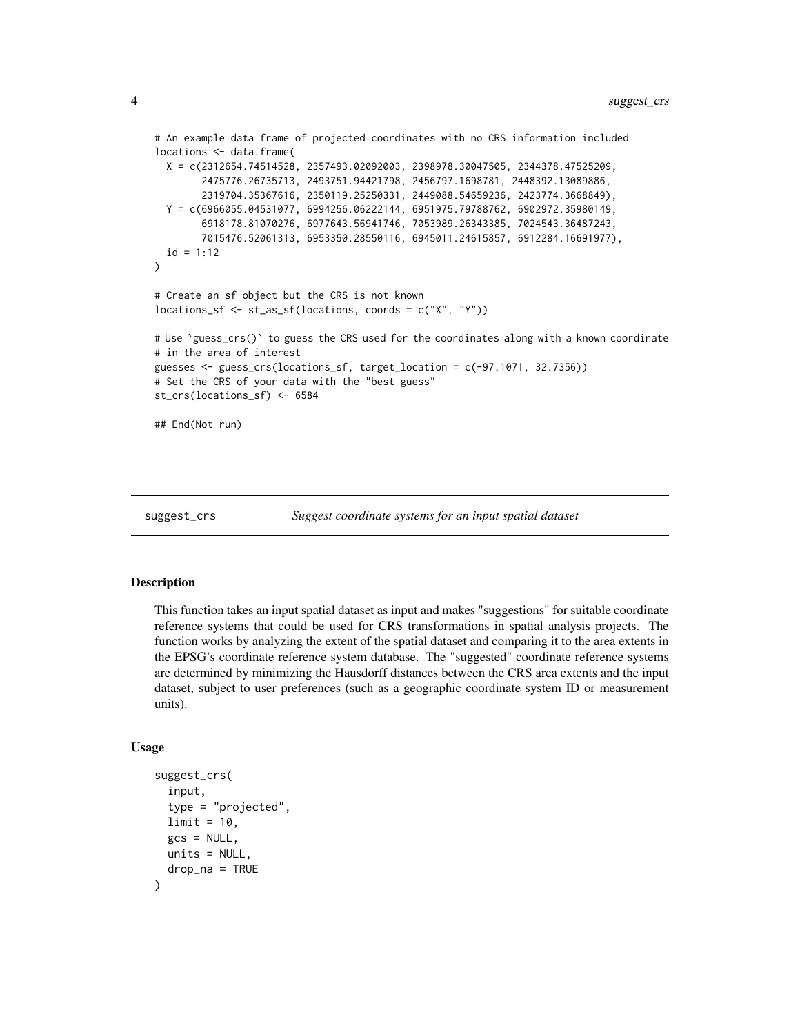```
# An example data frame of projected coordinates with no CRS information included
locations <- data.frame(
  X = c(2312654.74514528, 2357493.02092003, 2398978.30047505, 2344378.47525209,
        2475776.26735713, 2493751.94421798, 2456797.1698781, 2448392.13089886,
        2319704.35367616, 2350119.25250331, 2449088.54659236, 2423774.3668849),
  Y = c(6966055.04531077, 6994256.06222144, 6951975.79788762, 6902972.35980149,
        6918178.81070276, 6977643.56941746, 7053989.26343385, 7024543.36487243,
        7015476.52061313, 6953350.28550116, 6945011.24615857, 6912284.16691977),
  id = 1:12
)

# Create an sf object but the CRS is not known
locations_sf <- st_as_sf(locations, coords = c("X", "Y"))

# Use `guess_crs()` to guess the CRS used for the coordinates along with a known coordinate
# in the area of interest
guesses <- guess_crs(locations_sf, target_location = c(-97.1071, 32.7356))
# Set the CRS of your data with the "best guess"
st_crs(locations_sf) <- 6584

## End(Not run)
```

## suggest_crs — *Suggest coordinate systems for an input spatial dataset*

### Description

This function takes an input spatial dataset as input and makes "suggestions" for suitable coordinate reference systems that could be used for CRS transformations in spatial analysis projects. The function works by analyzing the extent of the spatial dataset and comparing it to the area extents in the EPSG's coordinate reference system database. The "suggested" coordinate reference systems are determined by minimizing the Hausdorff distances between the CRS area extents and the input dataset, subject to user preferences (such as a geographic coordinate system ID or measurement units).

### Usage

```
suggest_crs(
  input,
  type = "projected",
  limit = 10,
  gcs = NULL,
  units = NULL,
  drop_na = TRUE
)
```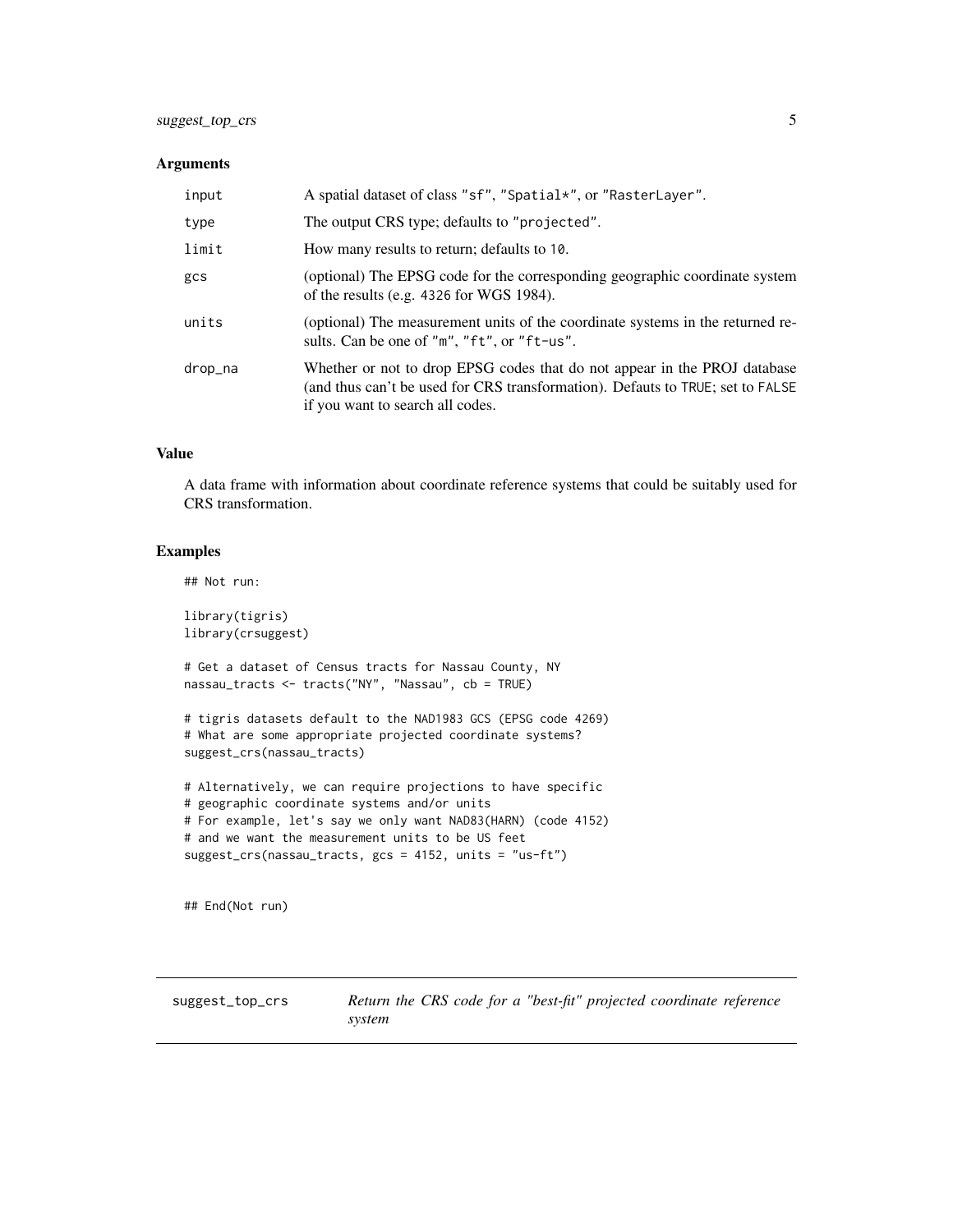### Arguments

| | |
|---|---|
| input | A spatial dataset of class "sf", "Spatial*", or "RasterLayer". |
| type | The output CRS type; defaults to "projected". |
| limit | How many results to return; defaults to 10. |
| gcs | (optional) The EPSG code for the corresponding geographic coordinate system of the results (e.g. 4326 for WGS 1984). |
| units | (optional) The measurement units of the coordinate systems in the returned results. Can be one of "m", "ft", or "ft-us". |
| drop_na | Whether or not to drop EPSG codes that do not appear in the PROJ database (and thus can't be used for CRS transformation). Defauts to TRUE; set to FALSE if you want to search all codes. |

### Value

A data frame with information about coordinate reference systems that could be suitably used for CRS transformation.

### Examples

```
## Not run:

library(tigris)
library(crsuggest)

# Get a dataset of Census tracts for Nassau County, NY
nassau_tracts <- tracts("NY", "Nassau", cb = TRUE)

# tigris datasets default to the NAD1983 GCS (EPSG code 4269)
# What are some appropriate projected coordinate systems?
suggest_crs(nassau_tracts)

# Alternatively, we can require projections to have specific
# geographic coordinate systems and/or units
# For example, let's say we only want NAD83(HARN) (code 4152)
# and we want the measurement units to be US feet
suggest_crs(nassau_tracts, gcs = 4152, units = "us-ft")


## End(Not run)
```

---

## suggest_top_crs — *Return the CRS code for a "best-fit" projected coordinate reference system*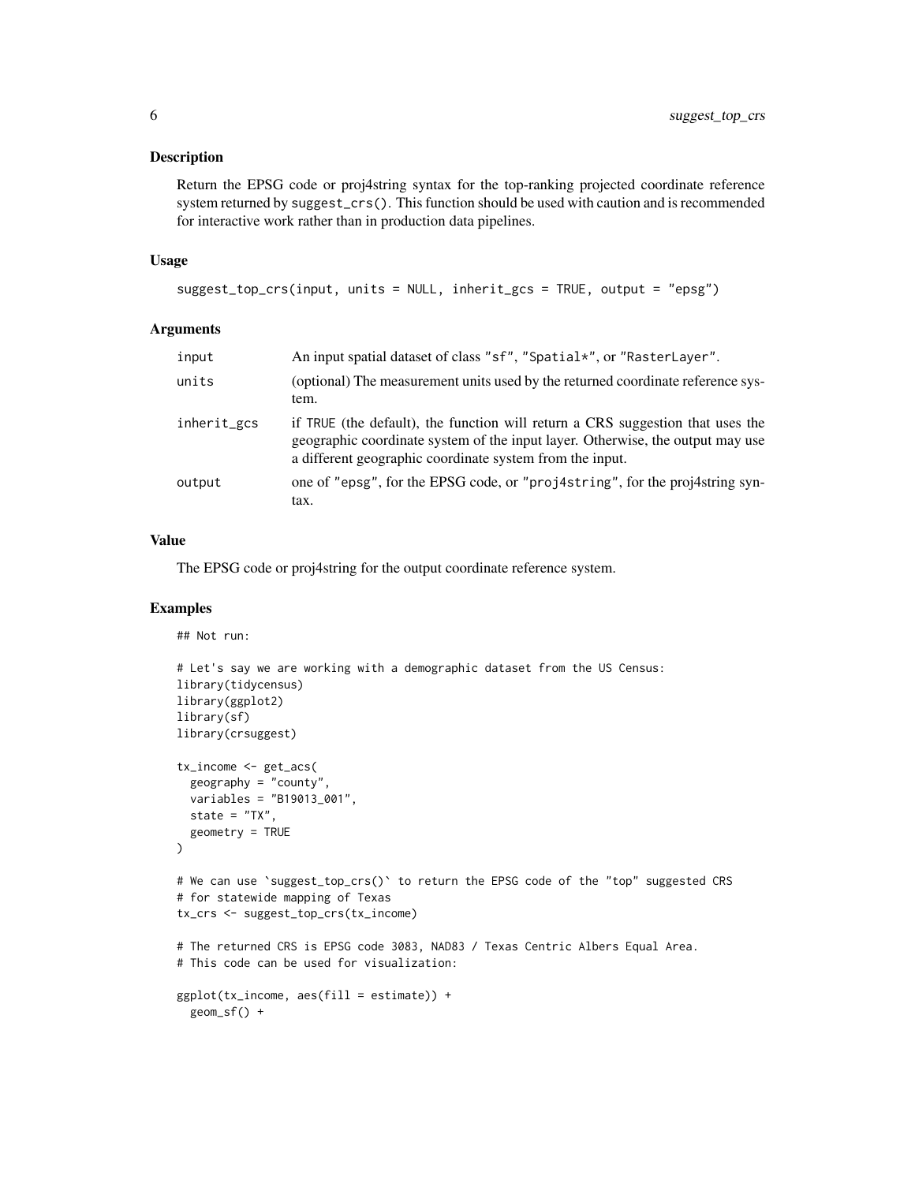## Description

Return the EPSG code or proj4string syntax for the top-ranking projected coordinate reference system returned by `suggest_crs()`. This function should be used with caution and is recommended for interactive work rather than in production data pipelines.

## Usage

```
suggest_top_crs(input, units = NULL, inherit_gcs = TRUE, output = "epsg")
```

## Arguments

| | |
|---|---|
| `input` | An input spatial dataset of class "sf", "Spatial*", or "RasterLayer". |
| `units` | (optional) The measurement units used by the returned coordinate reference system. |
| `inherit_gcs` | if TRUE (the default), the function will return a CRS suggestion that uses the geographic coordinate system of the input layer. Otherwise, the output may use a different geographic coordinate system from the input. |
| `output` | one of "epsg", for the EPSG code, or "proj4string", for the proj4string syntax. |

## Value

The EPSG code or proj4string for the output coordinate reference system.

## Examples

```
## Not run:

# Let's say we are working with a demographic dataset from the US Census:
library(tidycensus)
library(ggplot2)
library(sf)
library(crsuggest)

tx_income <- get_acs(
  geography = "county",
  variables = "B19013_001",
  state = "TX",
  geometry = TRUE
)

# We can use `suggest_top_crs()` to return the EPSG code of the "top" suggested CRS
# for statewide mapping of Texas
tx_crs <- suggest_top_crs(tx_income)

# The returned CRS is EPSG code 3083, NAD83 / Texas Centric Albers Equal Area.
# This code can be used for visualization:

ggplot(tx_income, aes(fill = estimate)) +
  geom_sf() +
```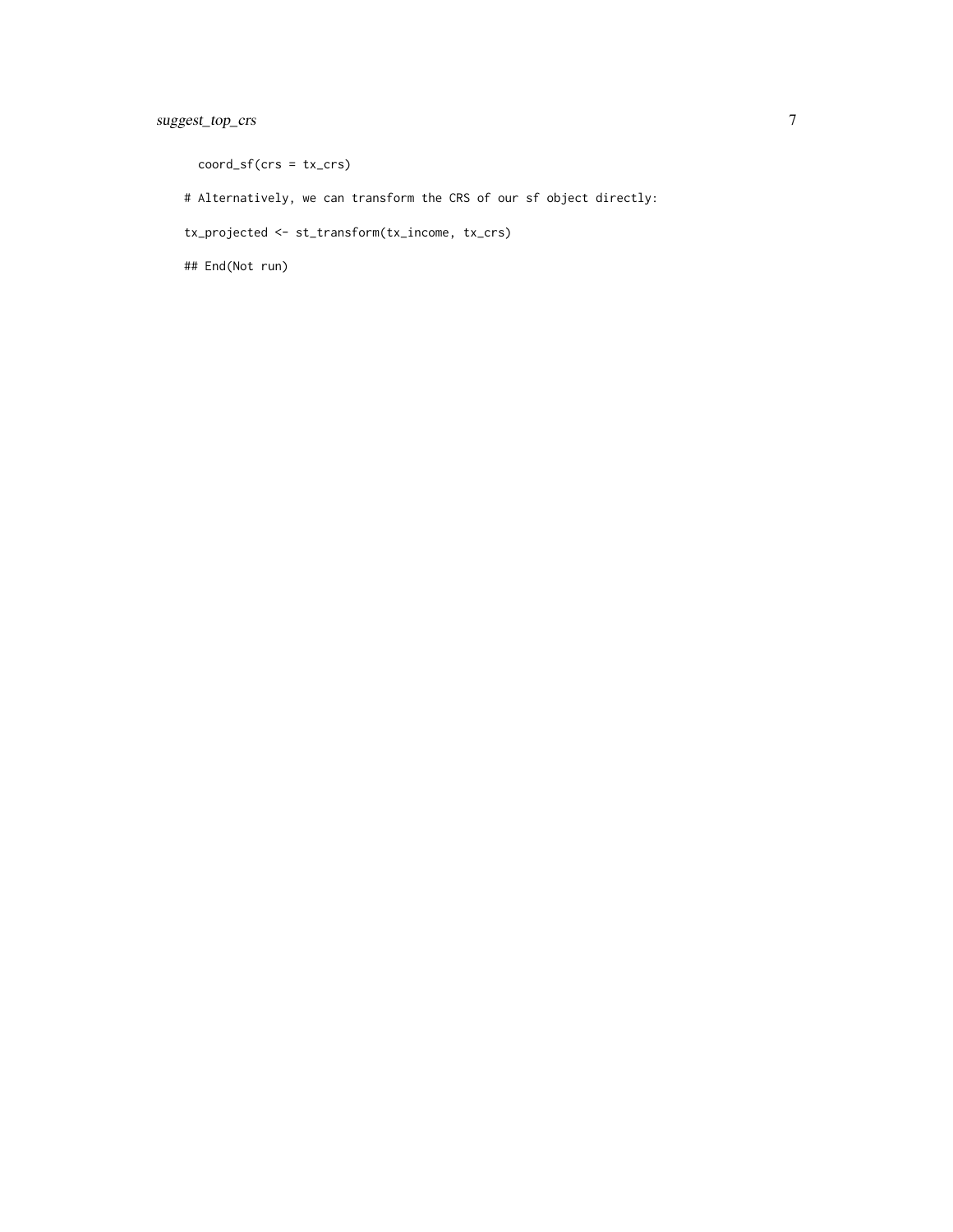```
  coord_sf(crs = tx_crs)

# Alternatively, we can transform the CRS of our sf object directly:

tx_projected <- st_transform(tx_income, tx_crs)

## End(Not run)
```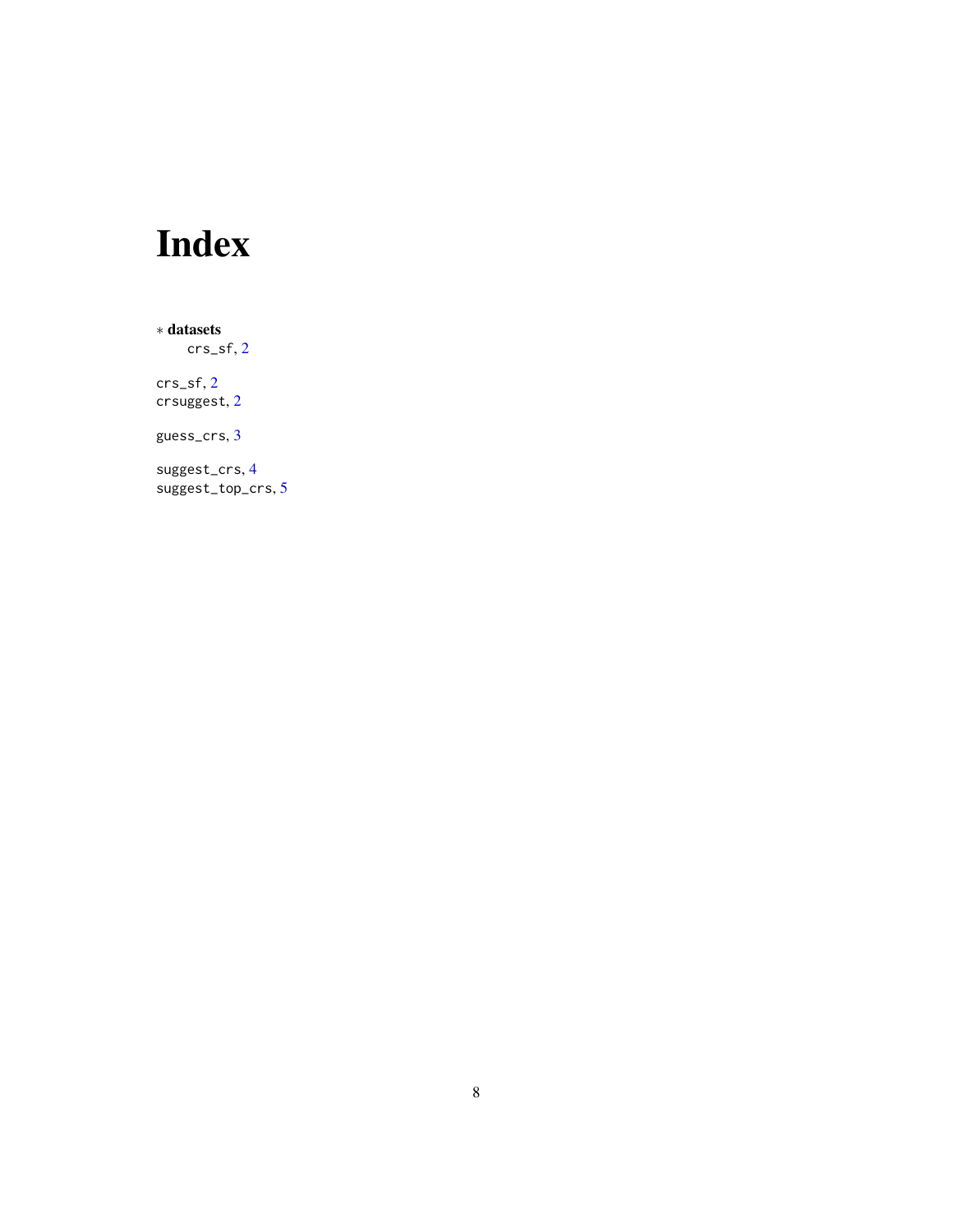# Index

∗ **datasets**
    crs_sf, 2

crs_sf, 2
crsuggest, 2

guess_crs, 3

suggest_crs, 4
suggest_top_crs, 5